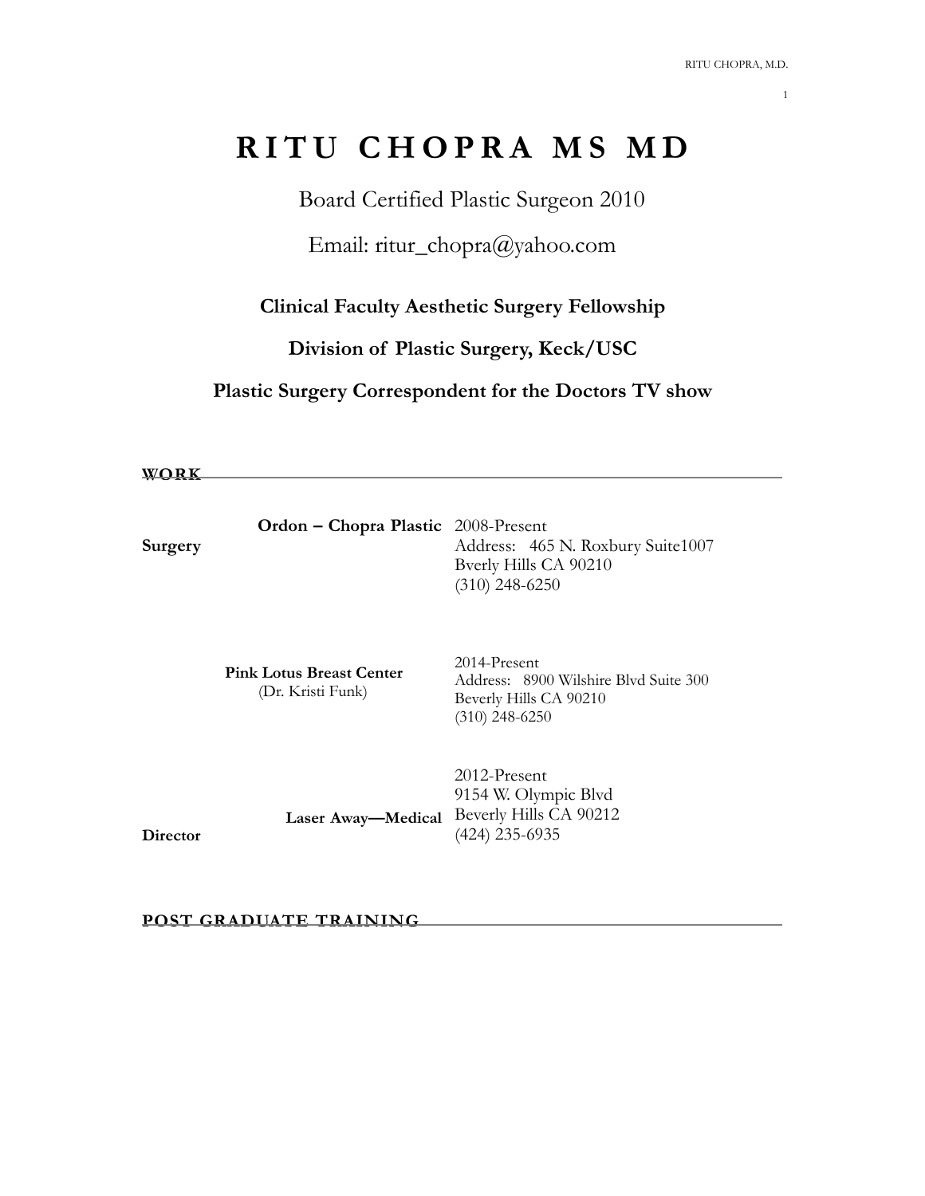# R I T U   C H O P R A   M S   M D

Board Certified Plastic Surgeon 2010

Email: ritur_chopra@yahoo.com

**Clinical Faculty Aesthetic Surgery Fellowship**

**Division of Plastic Surgery, Keck/USC**

**Plastic Surgery Correspondent for the Doctors TV show**

## WORK

**Ordon – Chopra Plastic Surgery**
2008-Present
Address: 465 N. Roxbury Suite1007
Bverly Hills CA 90210
(310) 248-6250

**Pink Lotus Breast Center**
(Dr. Kristi Funk)
2014-Present
Address: 8900 Wilshire Blvd Suite 300
Beverly Hills CA 90210
(310) 248-6250

**Laser Away—Medical Director**
2012-Present
9154 W. Olympic Blvd
Beverly Hills CA 90212
(424) 235-6935

## POST GRADUATE TRAINING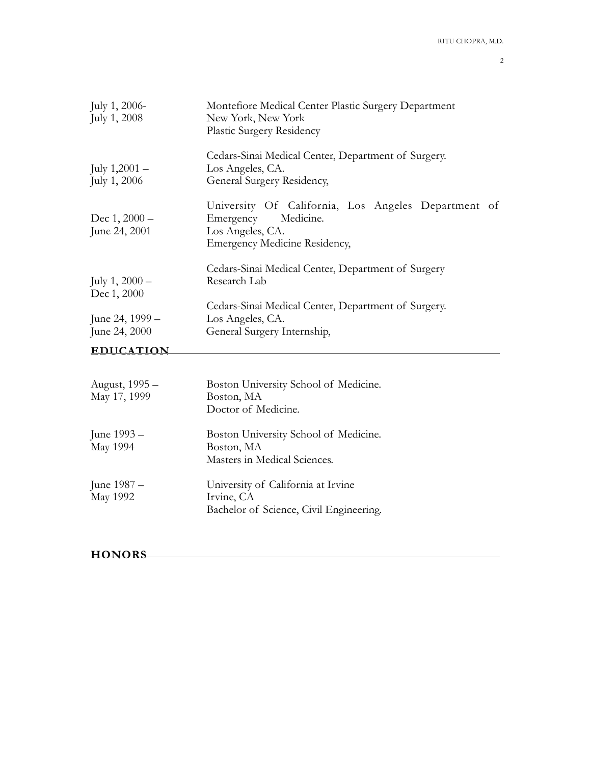| | |
|---|---|
| July 1, 2006-<br>July 1, 2008 | Montefiore Medical Center Plastic Surgery Department<br>New York, New York<br>Plastic Surgery Residency |
| July 1,2001 –<br>July 1, 2006 | Cedars-Sinai Medical Center, Department of Surgery.<br>Los Angeles, CA.<br>General Surgery Residency, |
| Dec 1, 2000 –<br>June 24, 2001 | University Of California, Los Angeles Department of Emergency Medicine.<br>Los Angeles, CA.<br>Emergency Medicine Residency, |
| July 1, 2000 –<br>Dec 1, 2000 | Cedars-Sinai Medical Center, Department of Surgery<br>Research Lab |
| June 24, 1999 –<br>June 24, 2000 | Cedars-Sinai Medical Center, Department of Surgery.<br>Los Angeles, CA.<br>General Surgery Internship, |

## EDUCATION

| | |
|---|---|
| August, 1995 –<br>May 17, 1999 | Boston University School of Medicine.<br>Boston, MA<br>Doctor of Medicine. |
| June 1993 –<br>May 1994 | Boston University School of Medicine.<br>Boston, MA<br>Masters in Medical Sciences. |
| June 1987 –<br>May 1992 | University of California at Irvine<br>Irvine, CA<br>Bachelor of Science, Civil Engineering. |

## HONORS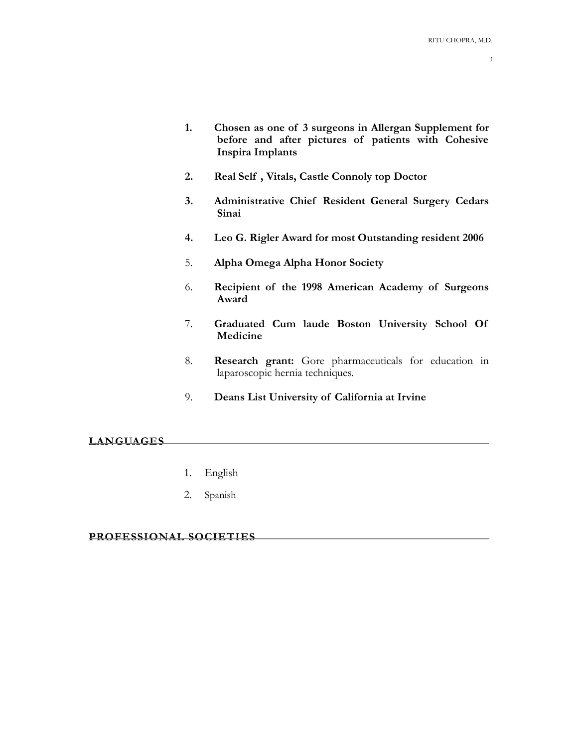1. **Chosen as one of 3 surgeons in Allergan Supplement for before and after pictures of patients with Cohesive Inspira Implants**

2. **Real Self , Vitals, Castle Connoly top Doctor**

3. **Administrative Chief Resident General Surgery Cedars Sinai**

4. **Leo G. Rigler Award for most Outstanding resident 2006**

5. **Alpha Omega Alpha Honor Society**

6. **Recipient of the 1998 American Academy of Surgeons Award**

7. **Graduated Cum laude Boston University School Of Medicine**

8. **Research grant:** Gore pharmaceuticals for education in laparoscopic hernia techniques.

9. **Deans List University of California at Irvine**

## LANGUAGES

1. English
2. Spanish

## PROFESSIONAL SOCIETIES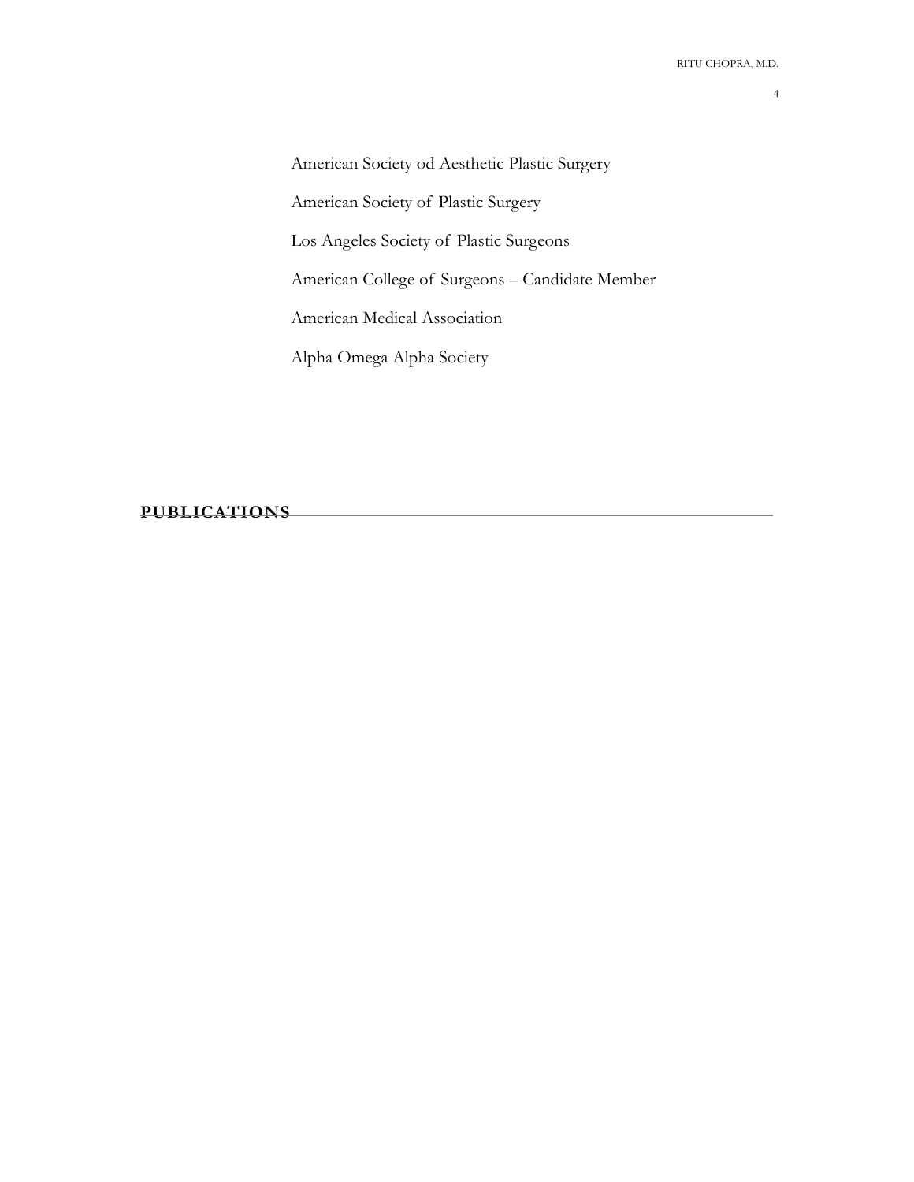American Society od Aesthetic Plastic Surgery

American Society of Plastic Surgery

Los Angeles Society of Plastic Surgeons

American College of Surgeons – Candidate Member

American Medical Association

Alpha Omega Alpha Society

## PUBLICATIONS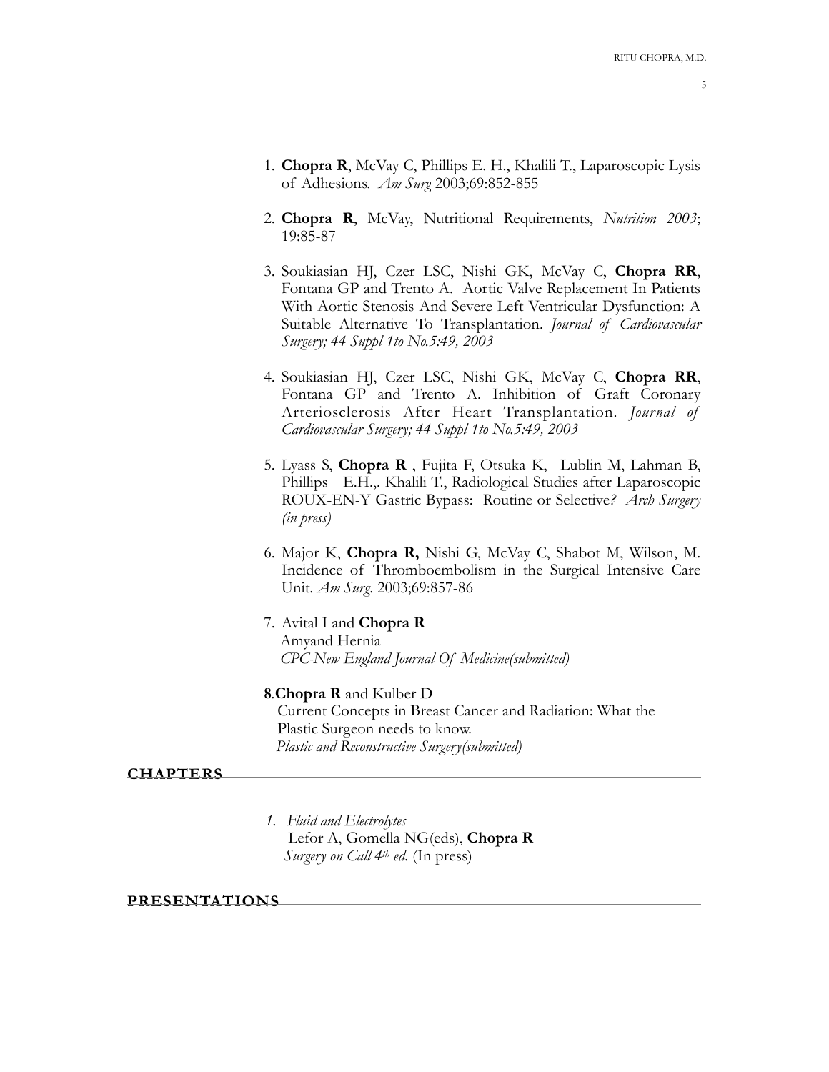1. **Chopra R**, McVay C, Phillips E. H., Khalili T., Laparoscopic Lysis of Adhesions. *Am Surg* 2003;69:852-855

2. **Chopra R**, McVay, Nutritional Requirements, *Nutrition 2003*; 19:85-87

3. Soukiasian HJ, Czer LSC, Nishi GK, McVay C, **Chopra RR**, Fontana GP and Trento A. Aortic Valve Replacement In Patients With Aortic Stenosis And Severe Left Ventricular Dysfunction: A Suitable Alternative To Transplantation. *Journal of Cardiovascular Surgery; 44 Suppl 1to No.5:49, 2003*

4. Soukiasian HJ, Czer LSC, Nishi GK, McVay C, **Chopra RR**, Fontana GP and Trento A. Inhibition of Graft Coronary Arteriosclerosis After Heart Transplantation. *Journal of Cardiovascular Surgery; 44 Suppl 1to No.5:49, 2003*

5. Lyass S, **Chopra R** , Fujita F, Otsuka K, Lublin M, Lahman B, Phillips E.H.,. Khalili T., Radiological Studies after Laparoscopic ROUX-EN-Y Gastric Bypass: Routine or Selective*? Arch Surgery (in press)*

6. Major K, **Chopra R,** Nishi G, McVay C, Shabot M, Wilson, M. Incidence of Thromboembolism in the Surgical Intensive Care Unit. *Am Surg.* 2003;69:857-86

7. Avital I and **Chopra R**
   Amyand Hernia
   *CPC-New England Journal Of Medicine(submitted)*

8. **Chopra R** and Kulber D
   Current Concepts in Breast Cancer and Radiation: What the Plastic Surgeon needs to know.
   *Plastic and Reconstructive Surgery(submitted)*

## CHAPTERS

1. *Fluid and Electrolytes*
   Lefor A, Gomella NG(eds), **Chopra R**
   *Surgery on Call 4th ed.* (In press)

## PRESENTATIONS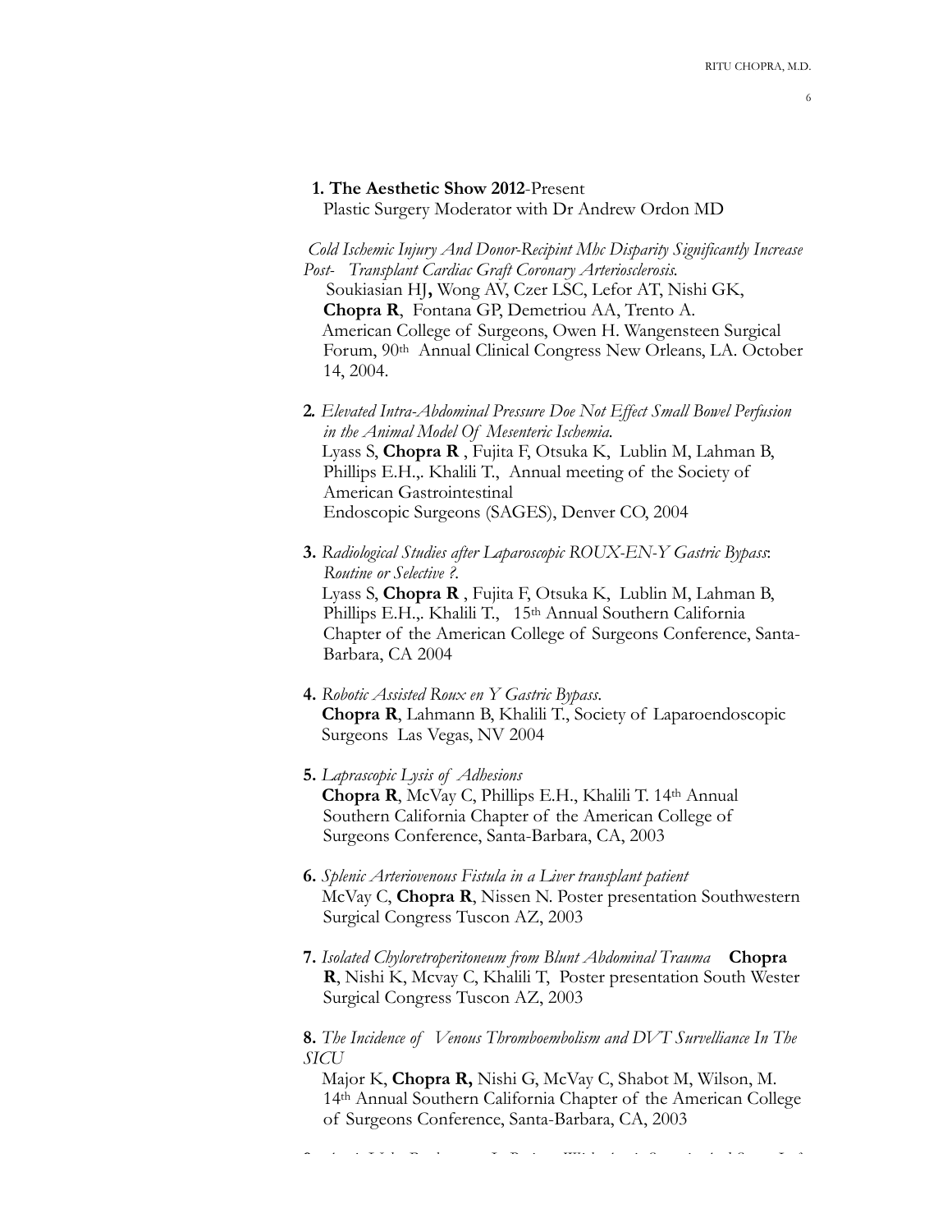**1. The Aesthetic Show 2012**-Present
Plastic Surgery Moderator with Dr Andrew Ordon MD

*Cold Ischemic Injury And Donor-Recipint Mhc Disparity Significantly Increase Post- Transplant Cardiac Graft Coronary Arteriosclerosis.*
Soukiasian HJ**,** Wong AV, Czer LSC, Lefor AT, Nishi GK, **Chopra R**, Fontana GP, Demetriou AA, Trento A.
American College of Surgeons, Owen H. Wangensteen Surgical Forum, 90th Annual Clinical Congress New Orleans, LA. October 14, 2004.

**2.** *Elevated Intra-Abdominal Pressure Doe Not Effect Small Bowel Perfusion in the Animal Model Of Mesenteric Ischemia.*
Lyass S, **Chopra R** , Fujita F, Otsuka K, Lublin M, Lahman B, Phillips E.H.,. Khalili T., Annual meeting of the Society of American Gastrointestinal
Endoscopic Surgeons (SAGES), Denver CO, 2004

**3.** *Radiological Studies after Laparoscopic ROUX-EN-Y Gastric Bypass: Routine or Selective ?.*
Lyass S, **Chopra R** , Fujita F, Otsuka K, Lublin M, Lahman B, Phillips E.H.,. Khalili T., 15th Annual Southern California Chapter of the American College of Surgeons Conference, Santa-Barbara, CA 2004

**4.** *Robotic Assisted Roux en Y Gastric Bypass.*
**Chopra R**, Lahmann B, Khalili T., Society of Laparoendoscopic Surgeons Las Vegas, NV 2004

**5.** *Laprascopic Lysis of Adhesions*
**Chopra R**, McVay C, Phillips E.H., Khalili T. 14th Annual Southern California Chapter of the American College of Surgeons Conference, Santa-Barbara, CA, 2003

**6.** *Splenic Arteriovenous Fistula in a Liver transplant patient*
McVay C, **Chopra R**, Nissen N. Poster presentation Southwestern Surgical Congress Tuscon AZ, 2003

**7.** *Isolated Chyloretroperitoneum from Blunt Abdominal Trauma* **Chopra R**, Nishi K, Mcvay C, Khalili T, Poster presentation South Wester Surgical Congress Tuscon AZ, 2003

**8.** *The Incidence of Venous Thromboembolism and DVT Surveillance In The SICU*
Major K, **Chopra R,** Nishi G, McVay C, Shabot M, Wilson, M. 14th Annual Southern California Chapter of the American College of Surgeons Conference, Santa-Barbara, CA, 2003